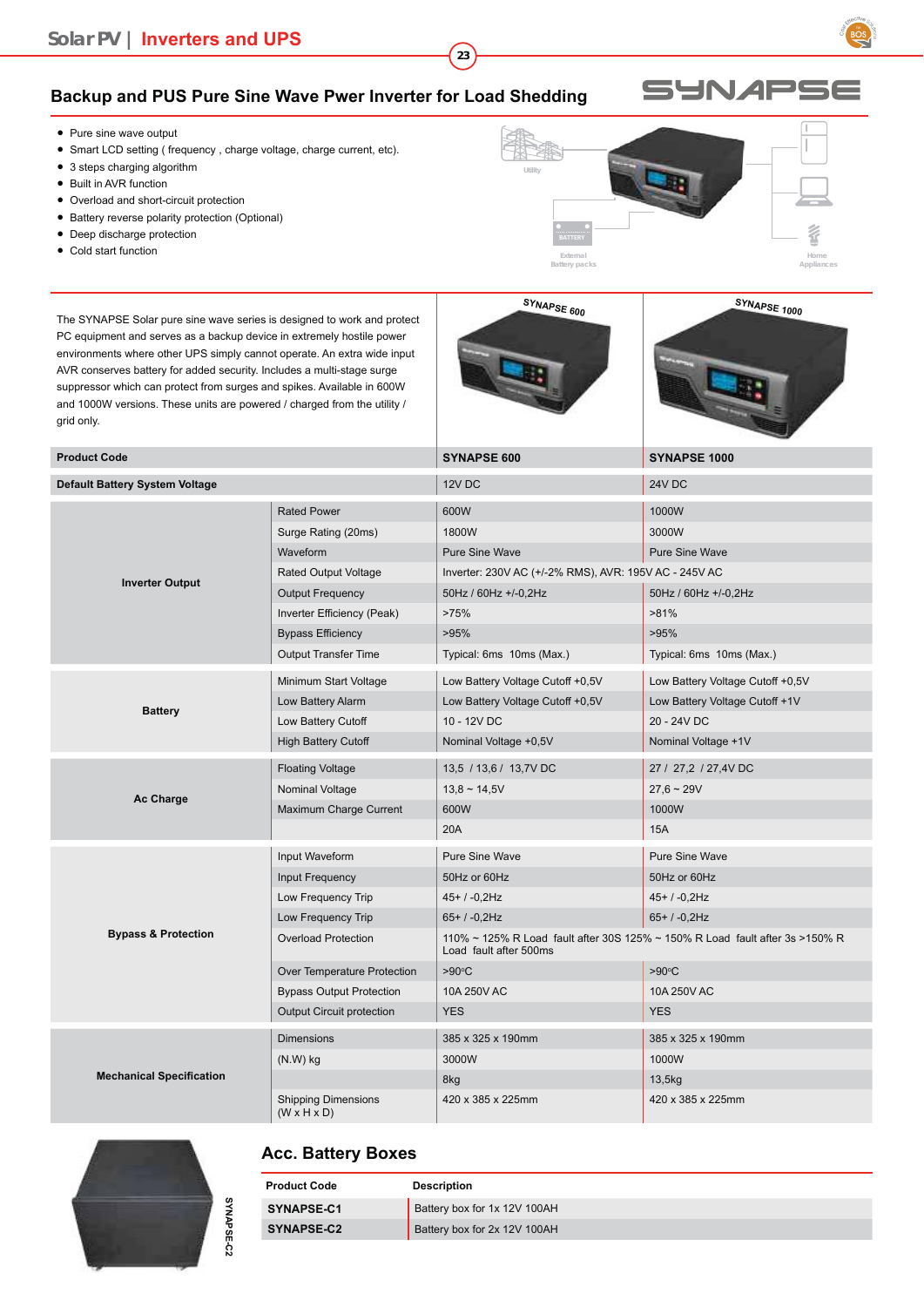## Backup and PUS Pure Sine Wave Pwer Inverter for Load Shedding

- Pure sine wave output
- Smart LCD setting ( frequency , charge voltage, charge current, etc).
- 3 steps charging algorithm
- Built in AVR function
- Overload and short-circuit protection
- Battery reverse polarity protection (Optional)
- Deep discharge protection
- Cold start function

The SYNAPSE Solar pure sine wave series is designed to work and protect PC equipment and serves as a backup device in extremely hostile power environments where other UPS simply cannot operate. An extra wide input AVR conserves battery for added security. Includes a multi-stage surge suppressor which can protect from surges and spikes. Available in 600W and 1000W versions. These units are powered / charged from the utility / grid only.

| Product Code | | SYNAPSE 600 | SYNAPSE 1000 |
|---|---|---|---|
| Default Battery System Voltage | | 12V DC | 24V DC |
| Inverter Output | Rated Power | 600W | 1000W |
| | Surge Rating (20ms) | 1800W | 3000W |
| | Waveform | Pure Sine Wave | Pure Sine Wave |
| | Rated Output Voltage | Inverter: 230V AC (+/-2% RMS), AVR: 195V AC - 245V AC | |
| | Output Frequency | 50Hz / 60Hz +/-0,2Hz | 50Hz / 60Hz +/-0,2Hz |
| | Inverter Efficiency (Peak) | >75% | >81% |
| | Bypass Efficiency | >95% | >95% |
| | Output Transfer Time | Typical: 6ms 10ms (Max.) | Typical: 6ms 10ms (Max.) |
| Battery | Minimum Start Voltage | Low Battery Voltage Cutoff +0,5V | Low Battery Voltage Cutoff +0,5V |
| | Low Battery Alarm | Low Battery Voltage Cutoff +0,5V | Low Battery Voltage Cutoff +1V |
| | Low Battery Cutoff | 10 - 12V DC | 20 - 24V DC |
| | High Battery Cutoff | Nominal Voltage +0,5V | Nominal Voltage +1V |
| Ac Charge | Floating Voltage | 13,5 / 13,6 / 13,7V DC | 27 / 27,2 / 27,4V DC |
| | Nominal Voltage | 13,8 ~ 14,5V | 27,6 ~ 29V |
| | Maximum Charge Current | 600W | 1000W |
| | | 20A | 15A |
| Bypass & Protection | Input Waveform | Pure Sine Wave | Pure Sine Wave |
| | Input Frequency | 50Hz or 60Hz | 50Hz or 60Hz |
| | Low Frequency Trip | 45+ / -0,2Hz | 45+ / -0,2Hz |
| | Low Frequency Trip | 65+ / -0,2Hz | 65+ / -0,2Hz |
| | Overload Protection | 110% ~ 125% R Load fault after 30S 125% ~ 150% R Load fault after 3s >150% R Load fault after 500ms | |
| | Over Temperature Protection | >90°C | >90°C |
| | Bypass Output Protection | 10A 250V AC | 10A 250V AC |
| | Output Circuit protection | YES | YES |
| Mechanical Specification | Dimensions | 385 x 325 x 190mm | 385 x 325 x 190mm |
| | (N.W) kg | 3000W | 1000W |
| | | 8kg | 13,5kg |
| | Shipping Dimensions (W x H x D) | 420 x 385 x 225mm | 420 x 385 x 225mm |

### Acc. Battery Boxes

| Product Code | Description |
|---|---|
| SYNAPSE-C1 | Battery box for 1x 12V 100AH |
| SYNAPSE-C2 | Battery box for 2x 12V 100AH |

SYNAPSE-C2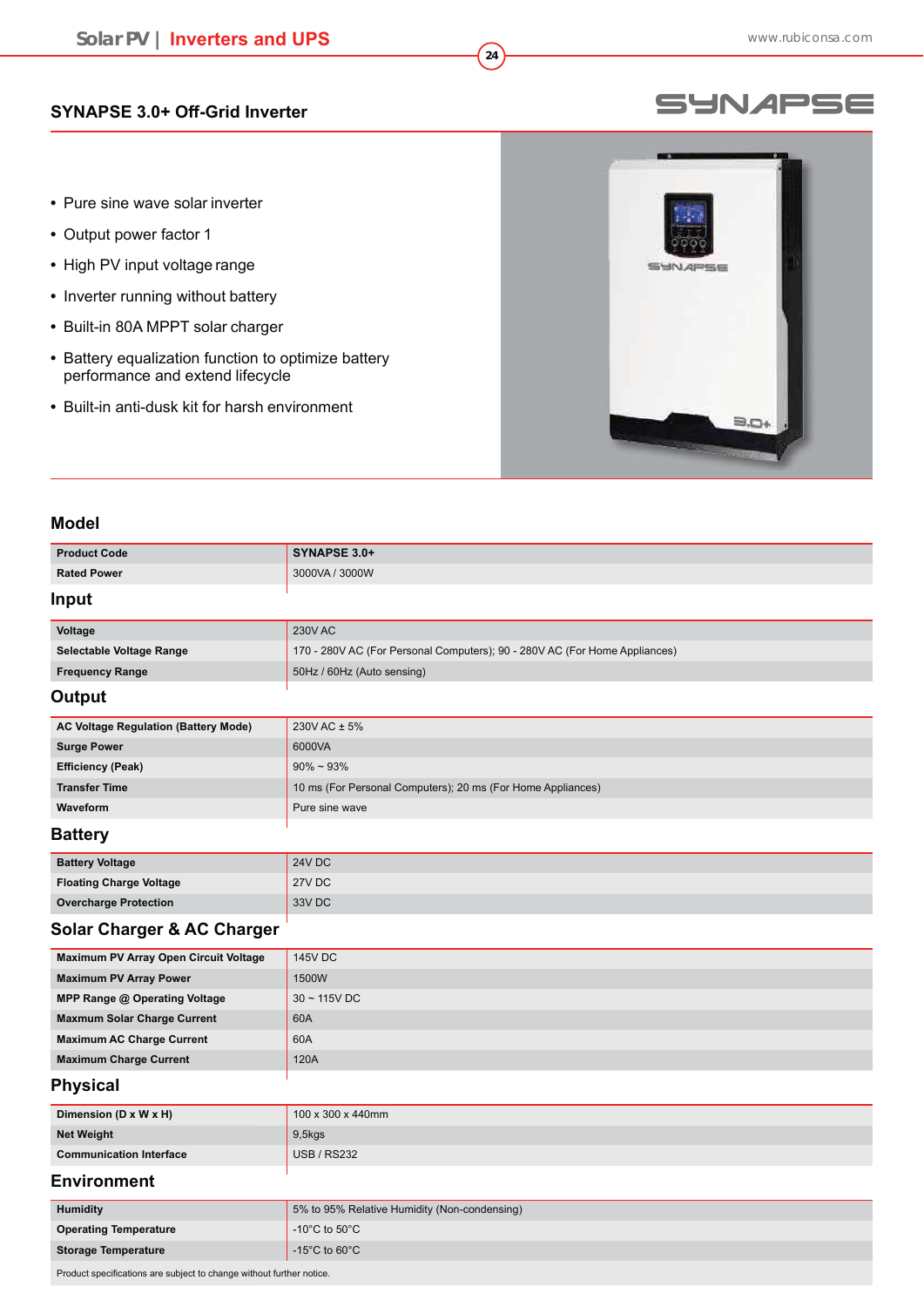## SYNAPSE 3.0+ Off-Grid Inverter

- Pure sine wave solar inverter
- Output power factor 1
- High PV input voltage range
- Inverter running without battery
- Built-in 80A MPPT solar charger
- Battery equalization function to optimize battery performance and extend lifecycle
- Built-in anti-dusk kit for harsh environment

### Model

| Product Code | SYNAPSE 3.0+ |
|---|---|
| Rated Power | 3000VA / 3000W |

### Input

| Voltage | 230V AC |
|---|---|
| Selectable Voltage Range | 170 - 280V AC (For Personal Computers); 90 - 280V AC (For Home Appliances) |
| Frequency Range | 50Hz / 60Hz (Auto sensing) |

### Output

| AC Voltage Regulation (Battery Mode) | 230V AC ± 5% |
|---|---|
| Surge Power | 6000VA |
| Efficiency (Peak) | 90% ~ 93% |
| Transfer Time | 10 ms (For Personal Computers); 20 ms (For Home Appliances) |
| Waveform | Pure sine wave |

### Battery

| Battery Voltage | 24V DC |
|---|---|
| Floating Charge Voltage | 27V DC |
| Overcharge Protection | 33V DC |

### Solar Charger & AC Charger

| Maximum PV Array Open Circuit Voltage | 145V DC |
|---|---|
| Maximum PV Array Power | 1500W |
| MPP Range @ Operating Voltage | 30 ~ 115V DC |
| Maxmum Solar Charge Current | 60A |
| Maximum AC Charge Current | 60A |
| Maximum Charge Current | 120A |

### Physical

| Dimension (D x W x H) | 100 x 300 x 440mm |
|---|---|
| Net Weight | 9,5kgs |
| Communication Interface | USB / RS232 |

### Environment

| Humidity | 5% to 95% Relative Humidity (Non-condensing) |
|---|---|
| Operating Temperature | -10°C to 50°C |
| Storage Temperature | -15°C to 60°C |

Product specifications are subject to change without further notice.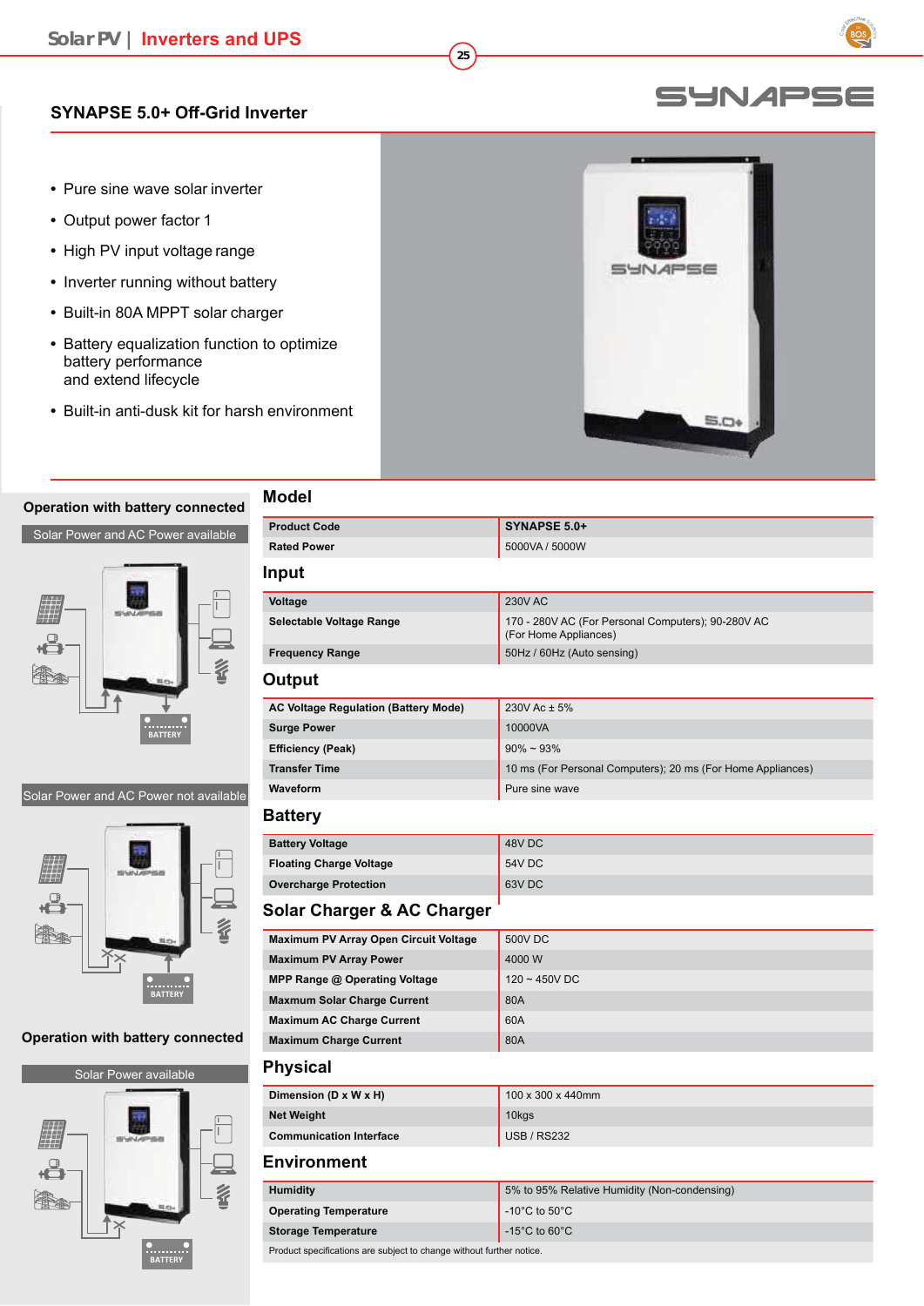## SYNAPSE 5.0+ Off-Grid Inverter

- Pure sine wave solar inverter
- Output power factor 1
- High PV input voltage range
- Inverter running without battery
- Built-in 80A MPPT solar charger
- Battery equalization function to optimize battery performance and extend lifecycle
- Built-in anti-dusk kit for harsh environment

**Operation with battery connected**

Solar Power and AC Power available

Solar Power and AC Power not available

**Operation with battery connected**

Solar Power available

### Model

| | |
|---|---|
| **Product Code** | **SYNAPSE 5.0+** |
| **Rated Power** | 5000VA / 5000W |

### Input

| | |
|---|---|
| **Voltage** | 230V AC |
| **Selectable Voltage Range** | 170 - 280V AC (For Personal Computers); 90-280V AC (For Home Appliances) |
| **Frequency Range** | 50Hz / 60Hz (Auto sensing) |

### Output

| | |
|---|---|
| **AC Voltage Regulation (Battery Mode)** | 230V Ac ± 5% |
| **Surge Power** | 10000VA |
| **Efficiency (Peak)** | 90% ~ 93% |
| **Transfer Time** | 10 ms (For Personal Computers); 20 ms (For Home Appliances) |
| **Waveform** | Pure sine wave |

### Battery

| | |
|---|---|
| **Battery Voltage** | 48V DC |
| **Floating Charge Voltage** | 54V DC |
| **Overcharge Protection** | 63V DC |

### Solar Charger & AC Charger

| | |
|---|---|
| **Maximum PV Array Open Circuit Voltage** | 500V DC |
| **Maximum PV Array Power** | 4000 W |
| **MPP Range @ Operating Voltage** | 120 ~ 450V DC |
| **Maxmum Solar Charge Current** | 80A |
| **Maximum AC Charge Current** | 60A |
| **Maximum Charge Current** | 80A |

### Physical

| | |
|---|---|
| **Dimension (D x W x H)** | 100 x 300 x 440mm |
| **Net Weight** | 10kgs |
| **Communication Interface** | USB / RS232 |

### Environment

| | |
|---|---|
| **Humidity** | 5% to 95% Relative Humidity (Non-condensing) |
| **Operating Temperature** | -10°C to 50°C |
| **Storage Temperature** | -15°C to 60°C |

Product specifications are subject to change without further notice.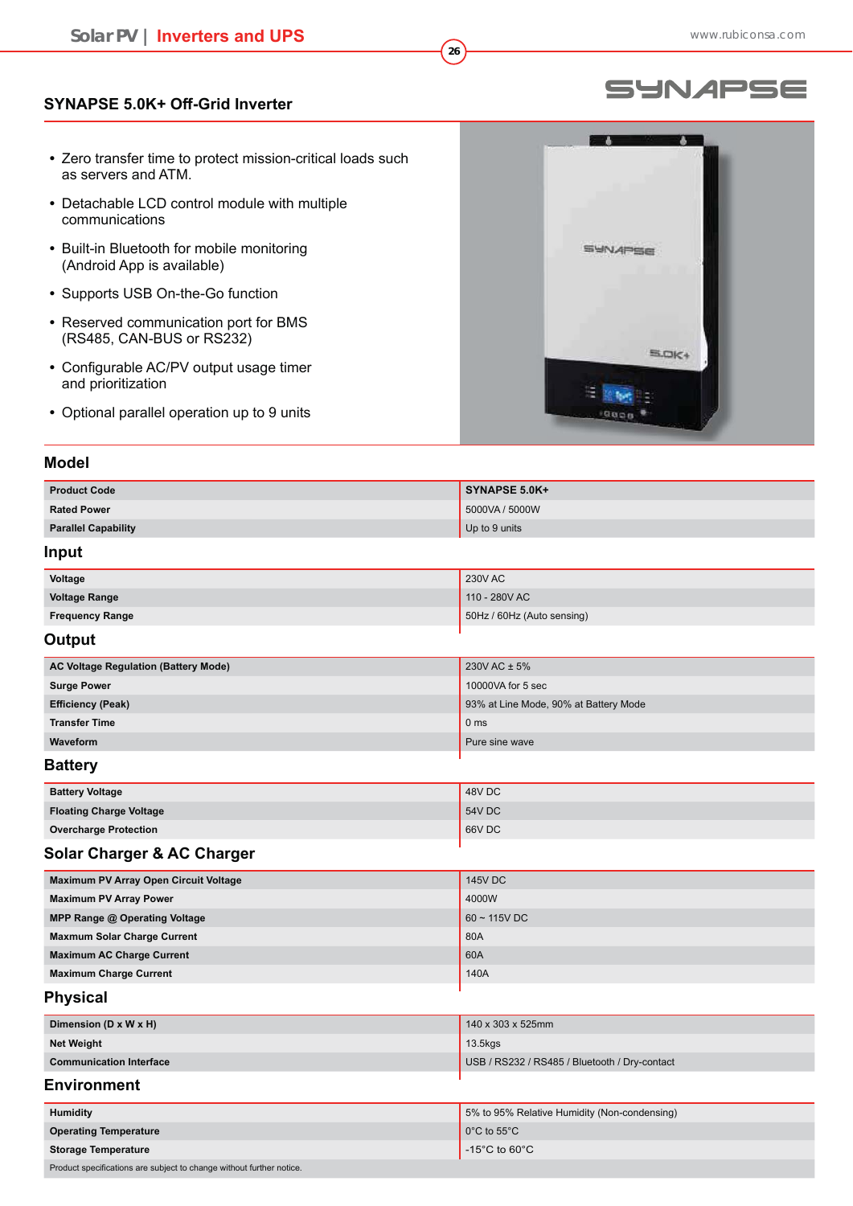## SYNAPSE 5.0K+ Off-Grid Inverter

- Zero transfer time to protect mission-critical loads such as servers and ATM.
- Detachable LCD control module with multiple communications
- Built-in Bluetooth for mobile monitoring (Android App is available)
- Supports USB On-the-Go function
- Reserved communication port for BMS (RS485, CAN-BUS or RS232)
- Configurable AC/PV output usage timer and prioritization
- Optional parallel operation up to 9 units

### Model

| | |
|---|---|
| **Product Code** | **SYNAPSE 5.0K+** |
| **Rated Power** | 5000VA / 5000W |
| **Parallel Capability** | Up to 9 units |

### Input

| | |
|---|---|
| **Voltage** | 230V AC |
| **Voltage Range** | 110 - 280V AC |
| **Frequency Range** | 50Hz / 60Hz (Auto sensing) |

### Output

| | |
|---|---|
| **AC Voltage Regulation (Battery Mode)** | 230V AC ± 5% |
| **Surge Power** | 10000VA for 5 sec |
| **Efficiency (Peak)** | 93% at Line Mode, 90% at Battery Mode |
| **Transfer Time** | 0 ms |
| **Waveform** | Pure sine wave |

### Battery

| | |
|---|---|
| **Battery Voltage** | 48V DC |
| **Floating Charge Voltage** | 54V DC |
| **Overcharge Protection** | 66V DC |

### Solar Charger & AC Charger

| | |
|---|---|
| **Maximum PV Array Open Circuit Voltage** | 145V DC |
| **Maximum PV Array Power** | 4000W |
| **MPP Range @ Operating Voltage** | 60 ~ 115V DC |
| **Maxmum Solar Charge Current** | 80A |
| **Maximum AC Charge Current** | 60A |
| **Maximum Charge Current** | 140A |

### Physical

| | |
|---|---|
| **Dimension (D x W x H)** | 140 x 303 x 525mm |
| **Net Weight** | 13.5kgs |
| **Communication Interface** | USB / RS232 / RS485 / Bluetooth / Dry-contact |

### Environment

| | |
|---|---|
| **Humidity** | 5% to 95% Relative Humidity (Non-condensing) |
| **Operating Temperature** | 0°C to 55°C |
| **Storage Temperature** | -15°C to 60°C |

Product specifications are subject to change without further notice.